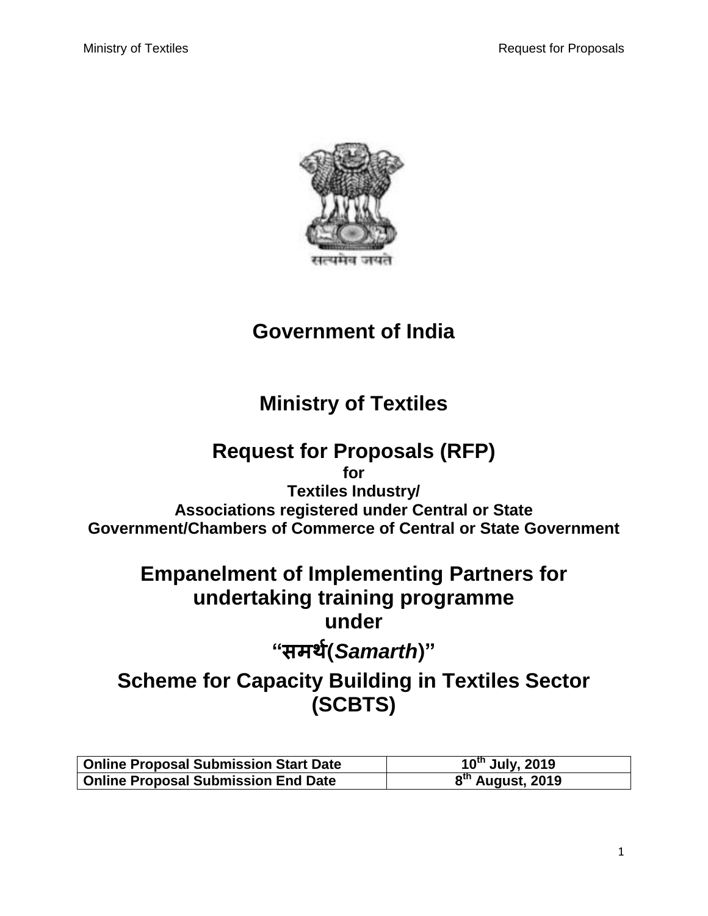# Government of India

# Ministry of Textiles

# Request for Proposals (RFP)

**for**

**Textiles Industry/**

**Associations registered under Central or State Government/Chambers of Commerce of Central or State Government**

# Empanelment of Implementing Partners for undertaking training programme under

# “समर्थ(*Samarth*)”

# Scheme for Capacity Building in Textiles Sector (SCBTS)

| Online Proposal Submission Start Date | 10th July, 2019 |
|---|---|
| Online Proposal Submission End Date | 8th August, 2019 |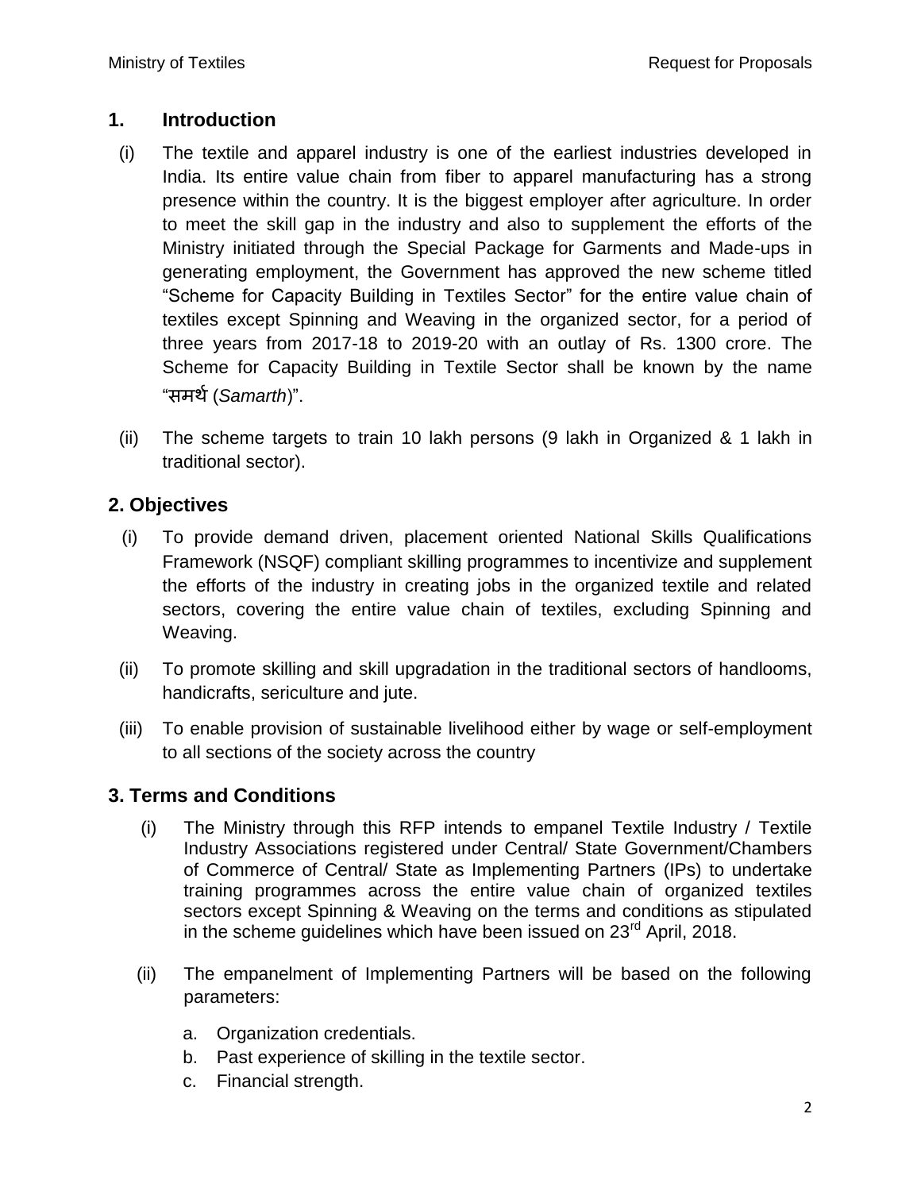## 1. Introduction

(i) The textile and apparel industry is one of the earliest industries developed in India. Its entire value chain from fiber to apparel manufacturing has a strong presence within the country. It is the biggest employer after agriculture. In order to meet the skill gap in the industry and also to supplement the efforts of the Ministry initiated through the Special Package for Garments and Made-ups in generating employment, the Government has approved the new scheme titled "Scheme for Capacity Building in Textiles Sector" for the entire value chain of textiles except Spinning and Weaving in the organized sector, for a period of three years from 2017-18 to 2019-20 with an outlay of Rs. 1300 crore. The Scheme for Capacity Building in Textile Sector shall be known by the name "समर्थ (*Samarth*)".

(ii) The scheme targets to train 10 lakh persons (9 lakh in Organized & 1 lakh in traditional sector).

## 2. Objectives

(i) To provide demand driven, placement oriented National Skills Qualifications Framework (NSQF) compliant skilling programmes to incentivize and supplement the efforts of the industry in creating jobs in the organized textile and related sectors, covering the entire value chain of textiles, excluding Spinning and Weaving.

(ii) To promote skilling and skill upgradation in the traditional sectors of handlooms, handicrafts, sericulture and jute.

(iii) To enable provision of sustainable livelihood either by wage or self-employment to all sections of the society across the country

## 3. Terms and Conditions

(i) The Ministry through this RFP intends to empanel Textile Industry / Textile Industry Associations registered under Central/ State Government/Chambers of Commerce of Central/ State as Implementing Partners (IPs) to undertake training programmes across the entire value chain of organized textiles sectors except Spinning & Weaving on the terms and conditions as stipulated in the scheme guidelines which have been issued on 23rd April, 2018.

(ii) The empanelment of Implementing Partners will be based on the following parameters:

a. Organization credentials.
b. Past experience of skilling in the textile sector.
c. Financial strength.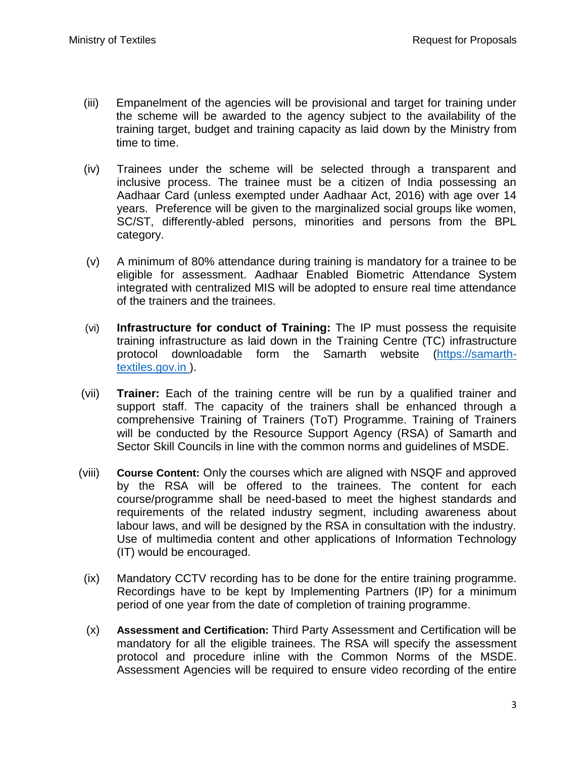(iii) Empanelment of the agencies will be provisional and target for training under the scheme will be awarded to the agency subject to the availability of the training target, budget and training capacity as laid down by the Ministry from time to time.

(iv) Trainees under the scheme will be selected through a transparent and inclusive process. The trainee must be a citizen of India possessing an Aadhaar Card (unless exempted under Aadhaar Act, 2016) with age over 14 years. Preference will be given to the marginalized social groups like women, SC/ST, differently-abled persons, minorities and persons from the BPL category.

(v) A minimum of 80% attendance during training is mandatory for a trainee to be eligible for assessment. Aadhaar Enabled Biometric Attendance System integrated with centralized MIS will be adopted to ensure real time attendance of the trainers and the trainees.

(vi) **Infrastructure for conduct of Training:** The IP must possess the requisite training infrastructure as laid down in the Training Centre (TC) infrastructure protocol downloadable form the Samarth website ([https://samarth-textiles.gov.in](https://samarth-textiles.gov.in) ).

(vii) **Trainer:** Each of the training centre will be run by a qualified trainer and support staff. The capacity of the trainers shall be enhanced through a comprehensive Training of Trainers (ToT) Programme. Training of Trainers will be conducted by the Resource Support Agency (RSA) of Samarth and Sector Skill Councils in line with the common norms and guidelines of MSDE.

(viii) **Course Content:** Only the courses which are aligned with NSQF and approved by the RSA will be offered to the trainees. The content for each course/programme shall be need-based to meet the highest standards and requirements of the related industry segment, including awareness about labour laws, and will be designed by the RSA in consultation with the industry. Use of multimedia content and other applications of Information Technology (IT) would be encouraged.

(ix) Mandatory CCTV recording has to be done for the entire training programme. Recordings have to be kept by Implementing Partners (IP) for a minimum period of one year from the date of completion of training programme.

(x) **Assessment and Certification:** Third Party Assessment and Certification will be mandatory for all the eligible trainees. The RSA will specify the assessment protocol and procedure inline with the Common Norms of the MSDE. Assessment Agencies will be required to ensure video recording of the entire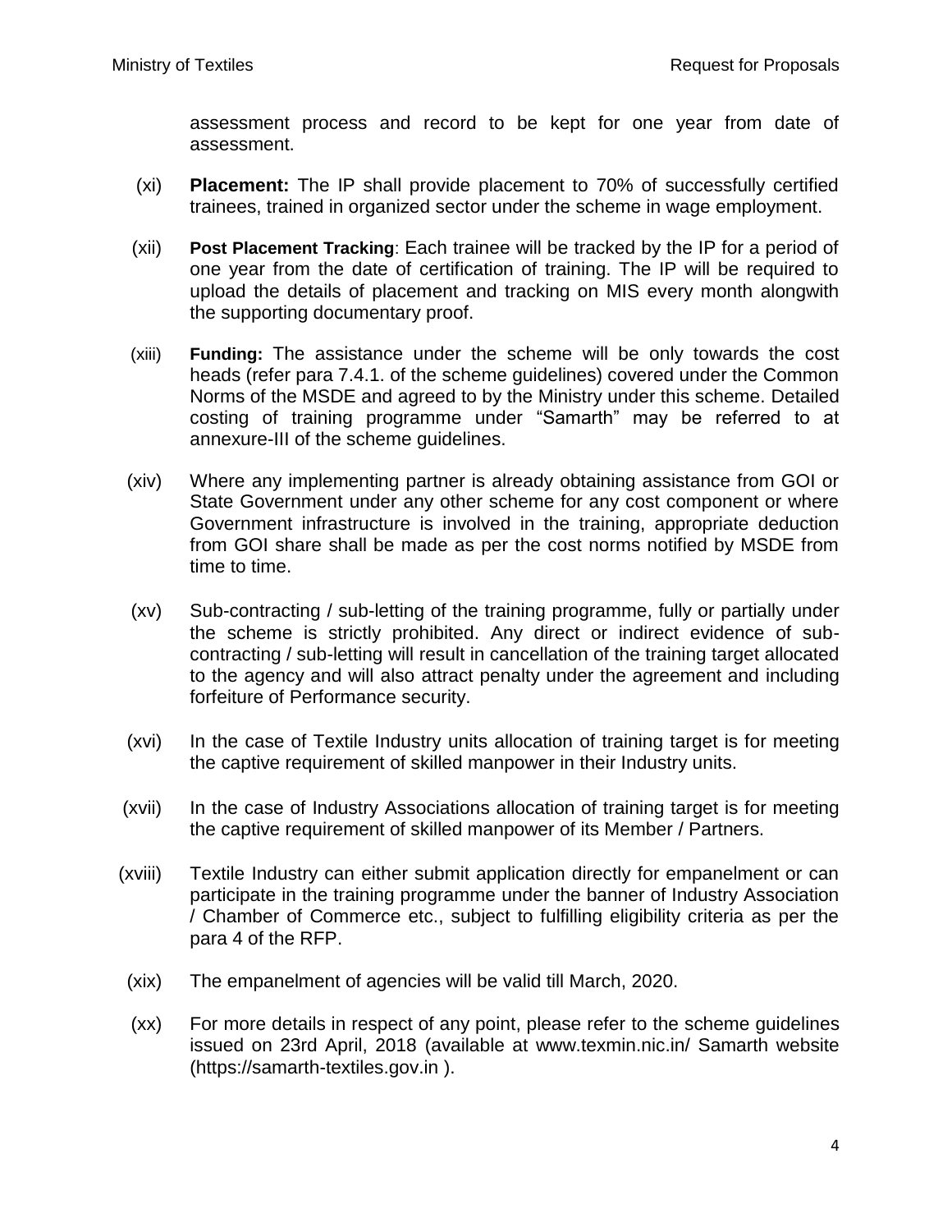assessment process and record to be kept for one year from date of assessment.

(xi) **Placement:** The IP shall provide placement to 70% of successfully certified trainees, trained in organized sector under the scheme in wage employment.

(xii) **Post Placement Tracking**: Each trainee will be tracked by the IP for a period of one year from the date of certification of training. The IP will be required to upload the details of placement and tracking on MIS every month alongwith the supporting documentary proof.

(xiii) **Funding:** The assistance under the scheme will be only towards the cost heads (refer para 7.4.1. of the scheme guidelines) covered under the Common Norms of the MSDE and agreed to by the Ministry under this scheme. Detailed costing of training programme under "Samarth" may be referred to at annexure-III of the scheme guidelines.

(xiv) Where any implementing partner is already obtaining assistance from GOI or State Government under any other scheme for any cost component or where Government infrastructure is involved in the training, appropriate deduction from GOI share shall be made as per the cost norms notified by MSDE from time to time.

(xv) Sub-contracting / sub-letting of the training programme, fully or partially under the scheme is strictly prohibited. Any direct or indirect evidence of sub-contracting / sub-letting will result in cancellation of the training target allocated to the agency and will also attract penalty under the agreement and including forfeiture of Performance security.

(xvi) In the case of Textile Industry units allocation of training target is for meeting the captive requirement of skilled manpower in their Industry units.

(xvii) In the case of Industry Associations allocation of training target is for meeting the captive requirement of skilled manpower of its Member / Partners.

(xviii) Textile Industry can either submit application directly for empanelment or can participate in the training programme under the banner of Industry Association / Chamber of Commerce etc., subject to fulfilling eligibility criteria as per the para 4 of the RFP.

(xix) The empanelment of agencies will be valid till March, 2020.

(xx) For more details in respect of any point, please refer to the scheme guidelines issued on 23rd April, 2018 (available at www.texmin.nic.in/ Samarth website (https://samarth-textiles.gov.in ).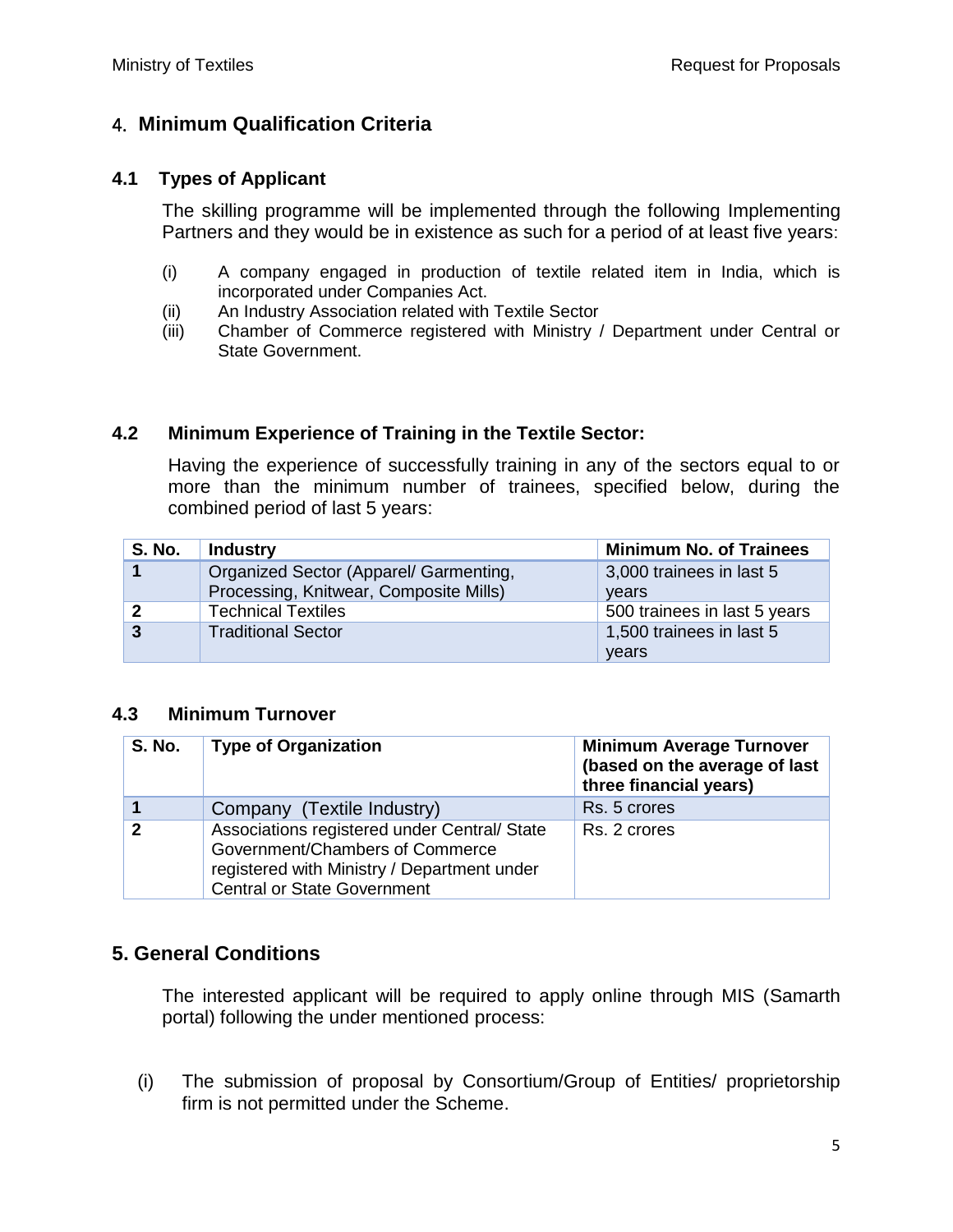## 4. Minimum Qualification Criteria

### 4.1 Types of Applicant

The skilling programme will be implemented through the following Implementing Partners and they would be in existence as such for a period of at least five years:

(i) A company engaged in production of textile related item in India, which is incorporated under Companies Act.
(ii) An Industry Association related with Textile Sector
(iii) Chamber of Commerce registered with Ministry / Department under Central or State Government.

### 4.2 Minimum Experience of Training in the Textile Sector:

Having the experience of successfully training in any of the sectors equal to or more than the minimum number of trainees, specified below, during the combined period of last 5 years:

| S. No. | Industry | Minimum No. of Trainees |
|---|---|---|
| 1 | Organized Sector (Apparel/ Garmenting, Processing, Knitwear, Composite Mills) | 3,000 trainees in last 5 years |
| 2 | Technical Textiles | 500 trainees in last 5 years |
| 3 | Traditional Sector | 1,500 trainees in last 5 years |

### 4.3 Minimum Turnover

| S. No. | Type of Organization | Minimum Average Turnover (based on the average of last three financial years) |
|---|---|---|
| 1 | Company (Textile Industry) | Rs. 5 crores |
| 2 | Associations registered under Central/ State Government/Chambers of Commerce registered with Ministry / Department under Central or State Government | Rs. 2 crores |

## 5. General Conditions

The interested applicant will be required to apply online through MIS (Samarth portal) following the under mentioned process:

(i) The submission of proposal by Consortium/Group of Entities/ proprietorship firm is not permitted under the Scheme.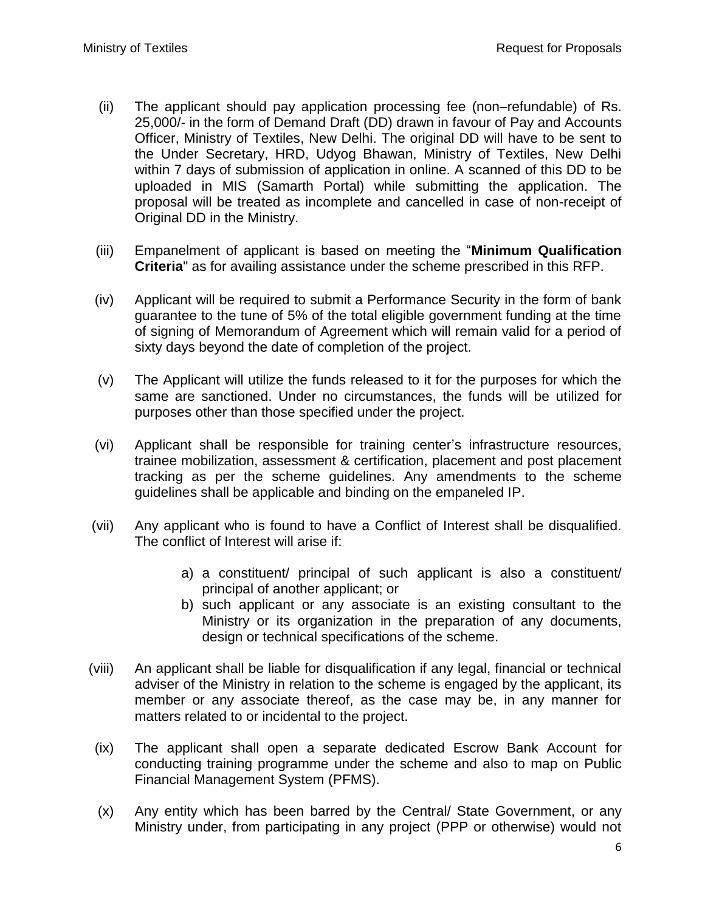(ii) The applicant should pay application processing fee (non–refundable) of Rs. 25,000/- in the form of Demand Draft (DD) drawn in favour of Pay and Accounts Officer, Ministry of Textiles, New Delhi. The original DD will have to be sent to the Under Secretary, HRD, Udyog Bhawan, Ministry of Textiles, New Delhi within 7 days of submission of application in online. A scanned of this DD to be uploaded in MIS (Samarth Portal) while submitting the application. The proposal will be treated as incomplete and cancelled in case of non-receipt of Original DD in the Ministry.

(iii) Empanelment of applicant is based on meeting the "**Minimum Qualification Criteria**" as for availing assistance under the scheme prescribed in this RFP.

(iv) Applicant will be required to submit a Performance Security in the form of bank guarantee to the tune of 5% of the total eligible government funding at the time of signing of Memorandum of Agreement which will remain valid for a period of sixty days beyond the date of completion of the project.

(v) The Applicant will utilize the funds released to it for the purposes for which the same are sanctioned. Under no circumstances, the funds will be utilized for purposes other than those specified under the project.

(vi) Applicant shall be responsible for training center's infrastructure resources, trainee mobilization, assessment & certification, placement and post placement tracking as per the scheme guidelines. Any amendments to the scheme guidelines shall be applicable and binding on the empaneled IP.

(vii) Any applicant who is found to have a Conflict of Interest shall be disqualified. The conflict of Interest will arise if:

   a) a constituent/ principal of such applicant is also a constituent/ principal of another applicant; or
   b) such applicant or any associate is an existing consultant to the Ministry or its organization in the preparation of any documents, design or technical specifications of the scheme.

(viii) An applicant shall be liable for disqualification if any legal, financial or technical adviser of the Ministry in relation to the scheme is engaged by the applicant, its member or any associate thereof, as the case may be, in any manner for matters related to or incidental to the project.

(ix) The applicant shall open a separate dedicated Escrow Bank Account for conducting training programme under the scheme and also to map on Public Financial Management System (PFMS).

(x) Any entity which has been barred by the Central/ State Government, or any Ministry under, from participating in any project (PPP or otherwise) would not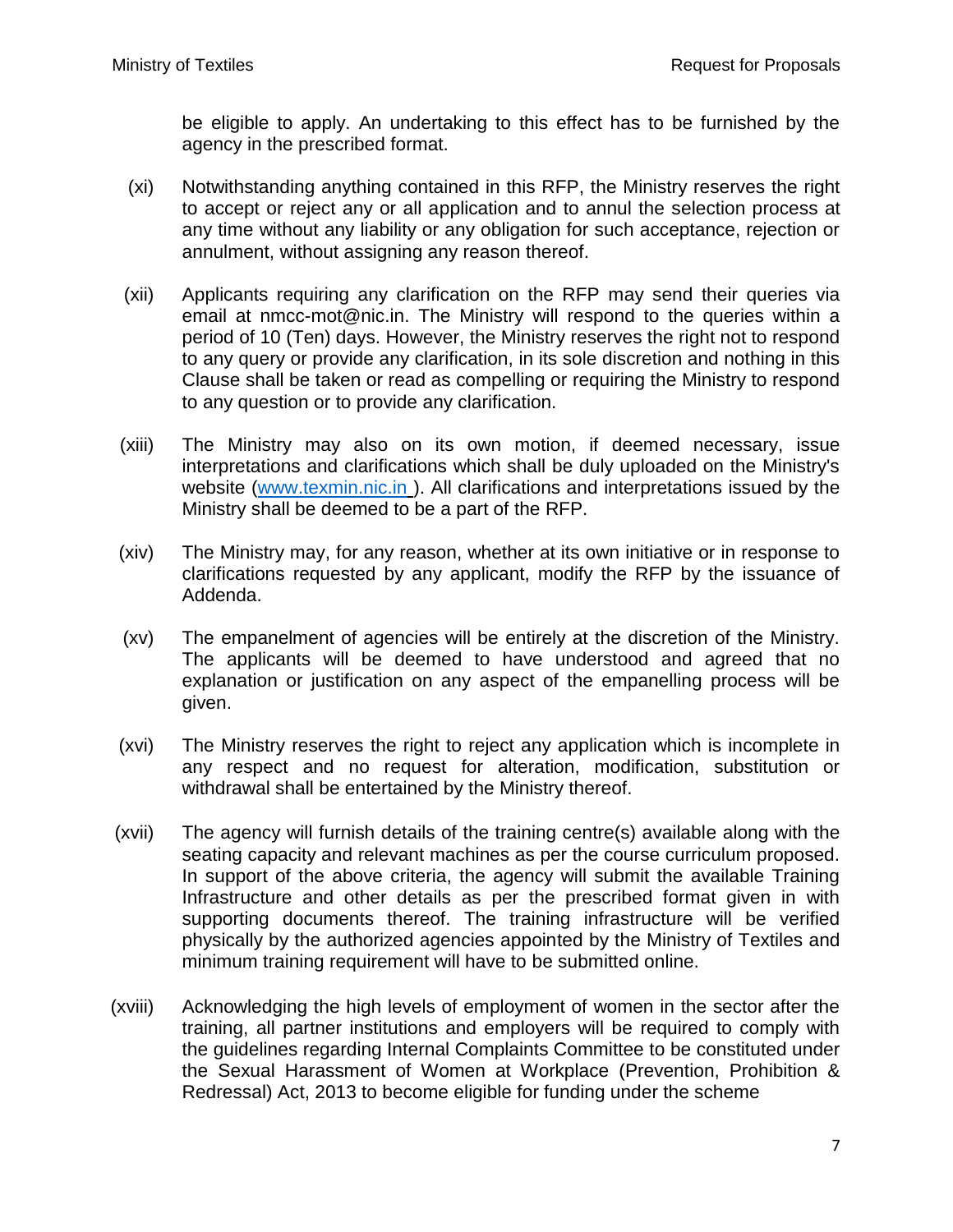be eligible to apply. An undertaking to this effect has to be furnished by the agency in the prescribed format.

(xi) Notwithstanding anything contained in this RFP, the Ministry reserves the right to accept or reject any or all application and to annul the selection process at any time without any liability or any obligation for such acceptance, rejection or annulment, without assigning any reason thereof.

(xii) Applicants requiring any clarification on the RFP may send their queries via email at nmcc-mot@nic.in. The Ministry will respond to the queries within a period of 10 (Ten) days. However, the Ministry reserves the right not to respond to any query or provide any clarification, in its sole discretion and nothing in this Clause shall be taken or read as compelling or requiring the Ministry to respond to any question or to provide any clarification.

(xiii) The Ministry may also on its own motion, if deemed necessary, issue interpretations and clarifications which shall be duly uploaded on the Ministry's website ([www.texmin.nic.in](www.texmin.nic.in) ). All clarifications and interpretations issued by the Ministry shall be deemed to be a part of the RFP.

(xiv) The Ministry may, for any reason, whether at its own initiative or in response to clarifications requested by any applicant, modify the RFP by the issuance of Addenda.

(xv) The empanelment of agencies will be entirely at the discretion of the Ministry. The applicants will be deemed to have understood and agreed that no explanation or justification on any aspect of the empanelling process will be given.

(xvi) The Ministry reserves the right to reject any application which is incomplete in any respect and no request for alteration, modification, substitution or withdrawal shall be entertained by the Ministry thereof.

(xvii) The agency will furnish details of the training centre(s) available along with the seating capacity and relevant machines as per the course curriculum proposed. In support of the above criteria, the agency will submit the available Training Infrastructure and other details as per the prescribed format given in with supporting documents thereof. The training infrastructure will be verified physically by the authorized agencies appointed by the Ministry of Textiles and minimum training requirement will have to be submitted online.

(xviii) Acknowledging the high levels of employment of women in the sector after the training, all partner institutions and employers will be required to comply with the guidelines regarding Internal Complaints Committee to be constituted under the Sexual Harassment of Women at Workplace (Prevention, Prohibition & Redressal) Act, 2013 to become eligible for funding under the scheme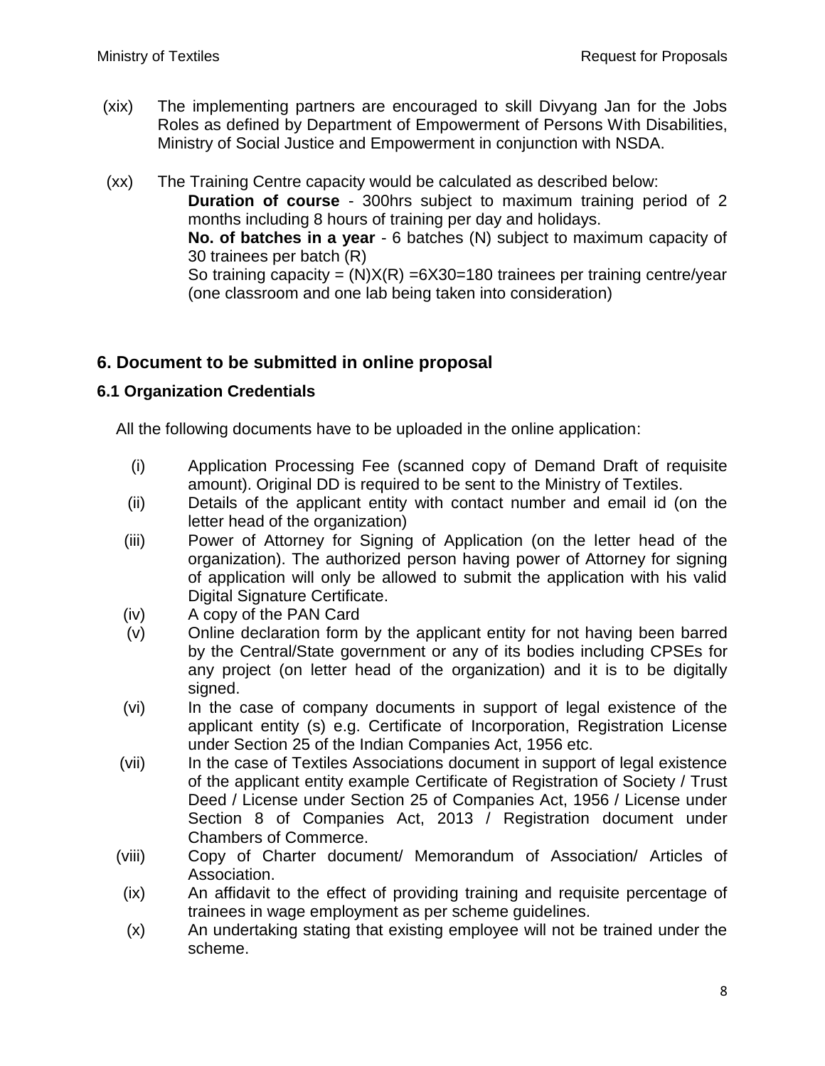(xix) The implementing partners are encouraged to skill Divyang Jan for the Jobs Roles as defined by Department of Empowerment of Persons With Disabilities, Ministry of Social Justice and Empowerment in conjunction with NSDA.

(xx) The Training Centre capacity would be calculated as described below:

**Duration of course** - 300hrs subject to maximum training period of 2 months including 8 hours of training per day and holidays.

**No. of batches in a year** - 6 batches (N) subject to maximum capacity of 30 trainees per batch (R)

So training capacity = (N)X(R) =6X30=180 trainees per training centre/year (one classroom and one lab being taken into consideration)

## 6. Document to be submitted in online proposal

### 6.1 Organization Credentials

All the following documents have to be uploaded in the online application:

(i) Application Processing Fee (scanned copy of Demand Draft of requisite amount). Original DD is required to be sent to the Ministry of Textiles.

(ii) Details of the applicant entity with contact number and email id (on the letter head of the organization)

(iii) Power of Attorney for Signing of Application (on the letter head of the organization). The authorized person having power of Attorney for signing of application will only be allowed to submit the application with his valid Digital Signature Certificate.

(iv) A copy of the PAN Card

(v) Online declaration form by the applicant entity for not having been barred by the Central/State government or any of its bodies including CPSEs for any project (on letter head of the organization) and it is to be digitally signed.

(vi) In the case of company documents in support of legal existence of the applicant entity (s) e.g. Certificate of Incorporation, Registration License under Section 25 of the Indian Companies Act, 1956 etc.

(vii) In the case of Textiles Associations document in support of legal existence of the applicant entity example Certificate of Registration of Society / Trust Deed / License under Section 25 of Companies Act, 1956 / License under Section 8 of Companies Act, 2013 / Registration document under Chambers of Commerce.

(viii) Copy of Charter document/ Memorandum of Association/ Articles of Association.

(ix) An affidavit to the effect of providing training and requisite percentage of trainees in wage employment as per scheme guidelines.

(x) An undertaking stating that existing employee will not be trained under the scheme.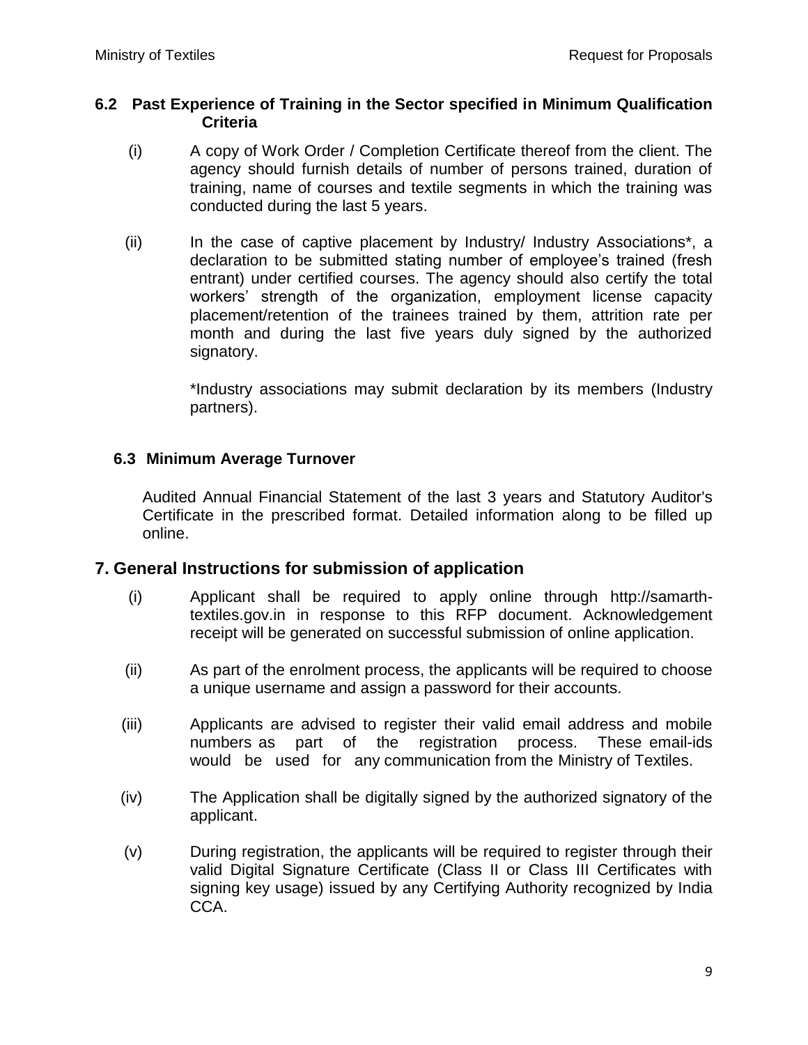### 6.2 Past Experience of Training in the Sector specified in Minimum Qualification Criteria

(i) A copy of Work Order / Completion Certificate thereof from the client. The agency should furnish details of number of persons trained, duration of training, name of courses and textile segments in which the training was conducted during the last 5 years.

(ii) In the case of captive placement by Industry/ Industry Associations*, a declaration to be submitted stating number of employee's trained (fresh entrant) under certified courses. The agency should also certify the total workers' strength of the organization, employment license capacity placement/retention of the trainees trained by them, attrition rate per month and during the last five years duly signed by the authorized signatory.

*Industry associations may submit declaration by its members (Industry partners).

### 6.3 Minimum Average Turnover

Audited Annual Financial Statement of the last 3 years and Statutory Auditor's Certificate in the prescribed format. Detailed information along to be filled up online.

## 7. General Instructions for submission of application

(i) Applicant shall be required to apply online through http://samarth-textiles.gov.in in response to this RFP document. Acknowledgement receipt will be generated on successful submission of online application.

(ii) As part of the enrolment process, the applicants will be required to choose a unique username and assign a password for their accounts.

(iii) Applicants are advised to register their valid email address and mobile numbers as part of the registration process. These email-ids would be used for any communication from the Ministry of Textiles.

(iv) The Application shall be digitally signed by the authorized signatory of the applicant.

(v) During registration, the applicants will be required to register through their valid Digital Signature Certificate (Class II or Class III Certificates with signing key usage) issued by any Certifying Authority recognized by India CCA.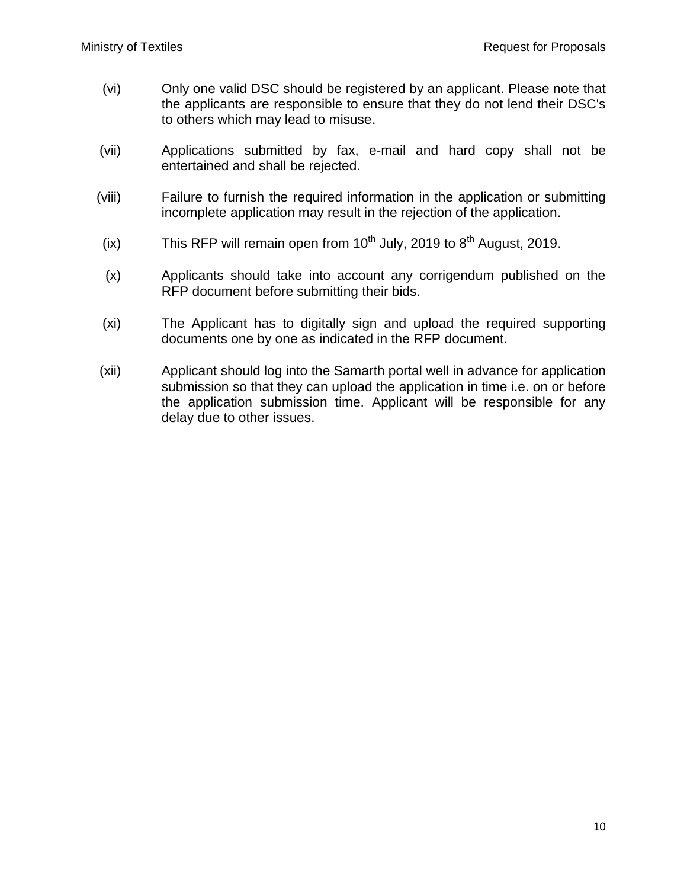(vi) Only one valid DSC should be registered by an applicant. Please note that the applicants are responsible to ensure that they do not lend their DSC's to others which may lead to misuse.

(vii) Applications submitted by fax, e-mail and hard copy shall not be entertained and shall be rejected.

(viii) Failure to furnish the required information in the application or submitting incomplete application may result in the rejection of the application.

(ix) This RFP will remain open from 10th July, 2019 to 8th August, 2019.

(x) Applicants should take into account any corrigendum published on the RFP document before submitting their bids.

(xi) The Applicant has to digitally sign and upload the required supporting documents one by one as indicated in the RFP document.

(xii) Applicant should log into the Samarth portal well in advance for application submission so that they can upload the application in time i.e. on or before the application submission time. Applicant will be responsible for any delay due to other issues.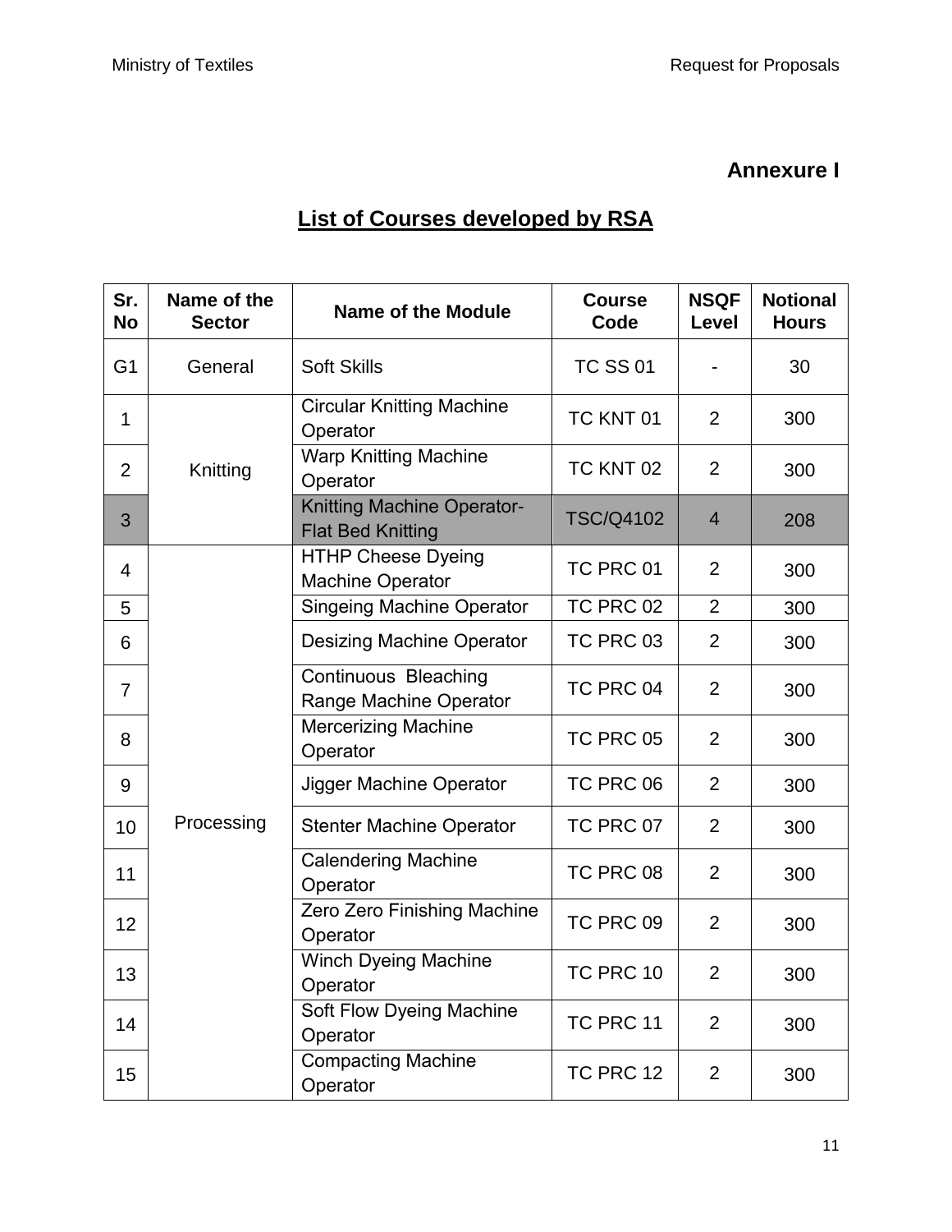**Annexure I**

## List of Courses developed by RSA

| Sr. No | Name of the Sector | Name of the Module | Course Code | NSQF Level | Notional Hours |
|---|---|---|---|---|---|
| G1 | General | Soft Skills | TC SS 01 | - | 30 |
| 1 | Knitting | Circular Knitting Machine Operator | TC KNT 01 | 2 | 300 |
| 2 | | Warp Knitting Machine Operator | TC KNT 02 | 2 | 300 |
| 3 | | Knitting Machine Operator-Flat Bed Knitting | TSC/Q4102 | 4 | 208 |
| 4 | Processing | HTHP Cheese Dyeing Machine Operator | TC PRC 01 | 2 | 300 |
| 5 | | Singeing Machine Operator | TC PRC 02 | 2 | 300 |
| 6 | | Desizing Machine Operator | TC PRC 03 | 2 | 300 |
| 7 | | Continuous Bleaching Range Machine Operator | TC PRC 04 | 2 | 300 |
| 8 | | Mercerizing Machine Operator | TC PRC 05 | 2 | 300 |
| 9 | | Jigger Machine Operator | TC PRC 06 | 2 | 300 |
| 10 | | Stenter Machine Operator | TC PRC 07 | 2 | 300 |
| 11 | | Calendering Machine Operator | TC PRC 08 | 2 | 300 |
| 12 | | Zero Zero Finishing Machine Operator | TC PRC 09 | 2 | 300 |
| 13 | | Winch Dyeing Machine Operator | TC PRC 10 | 2 | 300 |
| 14 | | Soft Flow Dyeing Machine Operator | TC PRC 11 | 2 | 300 |
| 15 | | Compacting Machine Operator | TC PRC 12 | 2 | 300 |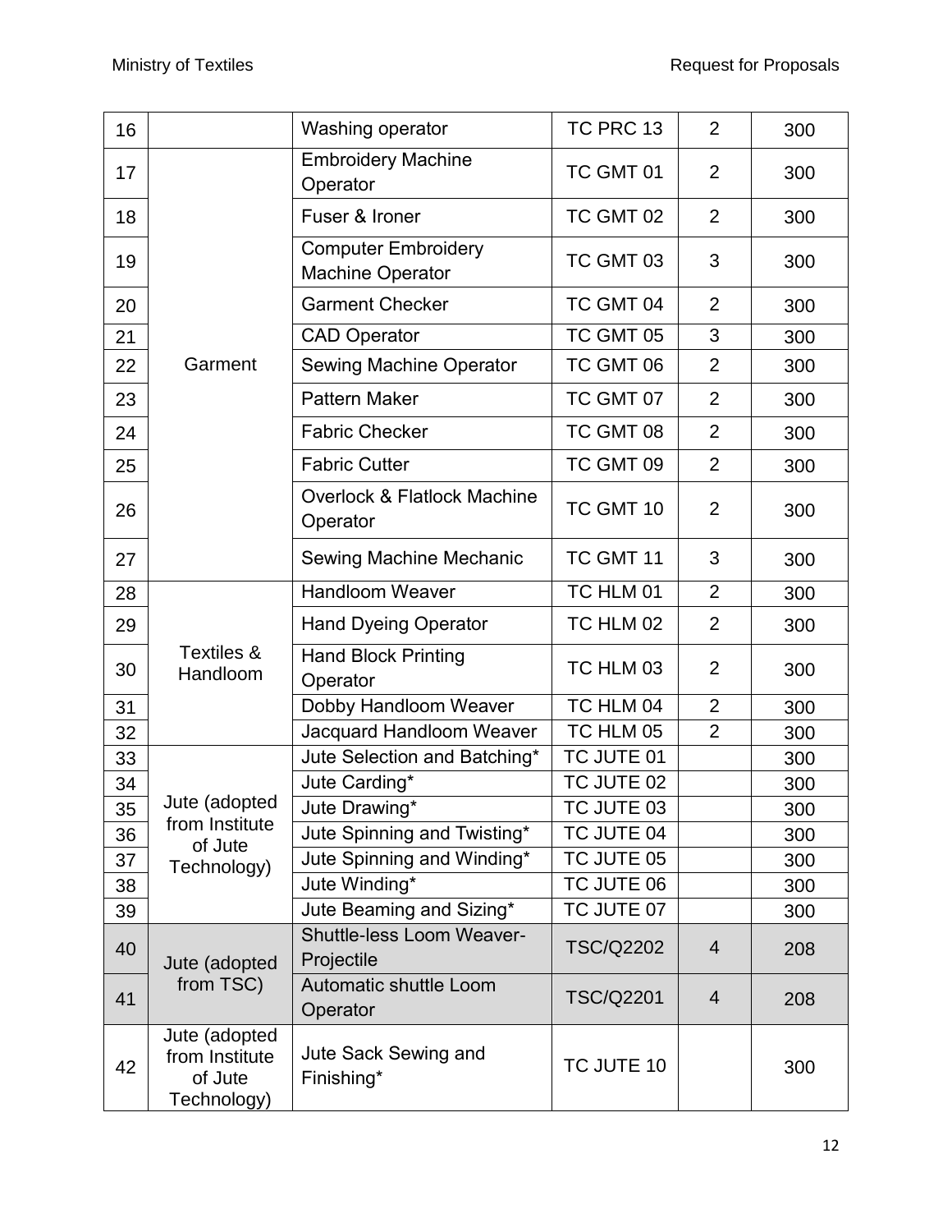| | | | | | |
|---|---|---|---|---|---|
| 16 | | Washing operator | TC PRC 13 | 2 | 300 |
| 17 | Garment | Embroidery Machine Operator | TC GMT 01 | 2 | 300 |
| 18 | | Fuser & Ironer | TC GMT 02 | 2 | 300 |
| 19 | | Computer Embroidery Machine Operator | TC GMT 03 | 3 | 300 |
| 20 | | Garment Checker | TC GMT 04 | 2 | 300 |
| 21 | | CAD Operator | TC GMT 05 | 3 | 300 |
| 22 | | Sewing Machine Operator | TC GMT 06 | 2 | 300 |
| 23 | | Pattern Maker | TC GMT 07 | 2 | 300 |
| 24 | | Fabric Checker | TC GMT 08 | 2 | 300 |
| 25 | | Fabric Cutter | TC GMT 09 | 2 | 300 |
| 26 | | Overlock & Flatlock Machine Operator | TC GMT 10 | 2 | 300 |
| 27 | | Sewing Machine Mechanic | TC GMT 11 | 3 | 300 |
| 28 | Textiles & Handloom | Handloom Weaver | TC HLM 01 | 2 | 300 |
| 29 | | Hand Dyeing Operator | TC HLM 02 | 2 | 300 |
| 30 | | Hand Block Printing Operator | TC HLM 03 | 2 | 300 |
| 31 | | Dobby Handloom Weaver | TC HLM 04 | 2 | 300 |
| 32 | | Jacquard Handloom Weaver | TC HLM 05 | 2 | 300 |
| 33 | Jute (adopted from Institute of Jute Technology) | Jute Selection and Batching* | TC JUTE 01 | | 300 |
| 34 | | Jute Carding* | TC JUTE 02 | | 300 |
| 35 | | Jute Drawing* | TC JUTE 03 | | 300 |
| 36 | | Jute Spinning and Twisting* | TC JUTE 04 | | 300 |
| 37 | | Jute Spinning and Winding* | TC JUTE 05 | | 300 |
| 38 | | Jute Winding* | TC JUTE 06 | | 300 |
| 39 | | Jute Beaming and Sizing* | TC JUTE 07 | | 300 |
| 40 | Jute (adopted from TSC) | Shuttle-less Loom Weaver-Projectile | TSC/Q2202 | 4 | 208 |
| 41 | | Automatic shuttle Loom Operator | TSC/Q2201 | 4 | 208 |
| 42 | Jute (adopted from Institute of Jute Technology) | Jute Sack Sewing and Finishing* | TC JUTE 10 | | 300 |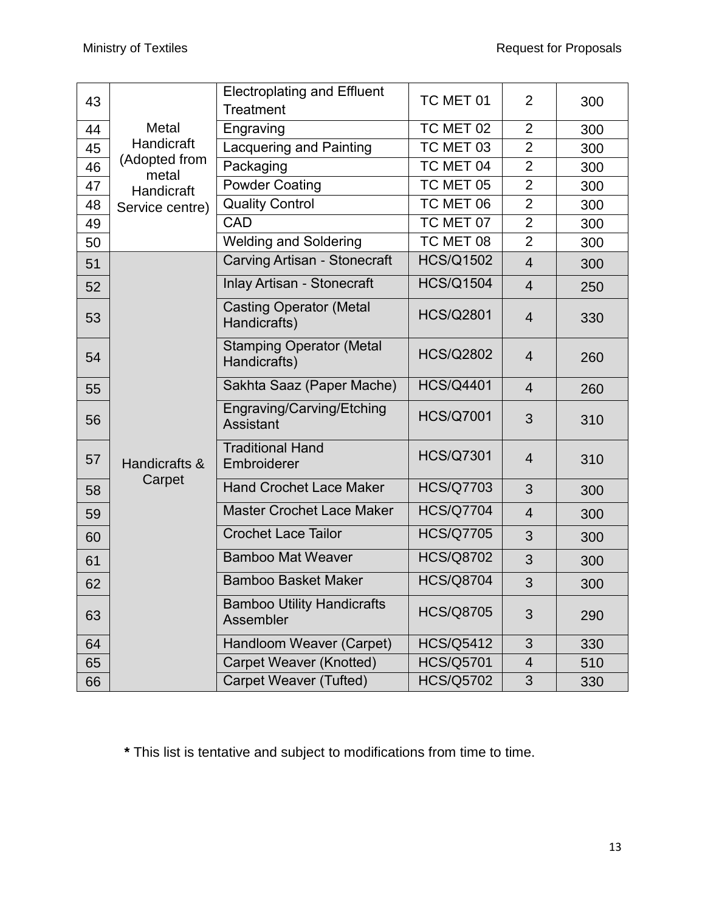| | | | | | |
|---|---|---|---|---|---|
| 43 | Metal Handicraft (Adopted from metal Handicraft Service centre) | Electroplating and Effluent Treatment | TC MET 01 | 2 | 300 |
| 44 | | Engraving | TC MET 02 | 2 | 300 |
| 45 | | Lacquering and Painting | TC MET 03 | 2 | 300 |
| 46 | | Packaging | TC MET 04 | 2 | 300 |
| 47 | | Powder Coating | TC MET 05 | 2 | 300 |
| 48 | | Quality Control | TC MET 06 | 2 | 300 |
| 49 | | CAD | TC MET 07 | 2 | 300 |
| 50 | | Welding and Soldering | TC MET 08 | 2 | 300 |
| 51 | Handicrafts & Carpet | Carving Artisan - Stonecraft | HCS/Q1502 | 4 | 300 |
| 52 | | Inlay Artisan - Stonecraft | HCS/Q1504 | 4 | 250 |
| 53 | | Casting Operator (Metal Handicrafts) | HCS/Q2801 | 4 | 330 |
| 54 | | Stamping Operator (Metal Handicrafts) | HCS/Q2802 | 4 | 260 |
| 55 | | Sakhta Saaz (Paper Mache) | HCS/Q4401 | 4 | 260 |
| 56 | | Engraving/Carving/Etching Assistant | HCS/Q7001 | 3 | 310 |
| 57 | | Traditional Hand Embroiderer | HCS/Q7301 | 4 | 310 |
| 58 | | Hand Crochet Lace Maker | HCS/Q7703 | 3 | 300 |
| 59 | | Master Crochet Lace Maker | HCS/Q7704 | 4 | 300 |
| 60 | | Crochet Lace Tailor | HCS/Q7705 | 3 | 300 |
| 61 | | Bamboo Mat Weaver | HCS/Q8702 | 3 | 300 |
| 62 | | Bamboo Basket Maker | HCS/Q8704 | 3 | 300 |
| 63 | | Bamboo Utility Handicrafts Assembler | HCS/Q8705 | 3 | 290 |
| 64 | | Handloom Weaver (Carpet) | HCS/Q5412 | 3 | 330 |
| 65 | | Carpet Weaver (Knotted) | HCS/Q5701 | 4 | 510 |
| 66 | | Carpet Weaver (Tufted) | HCS/Q5702 | 3 | 330 |

**\*** This list is tentative and subject to modifications from time to time.